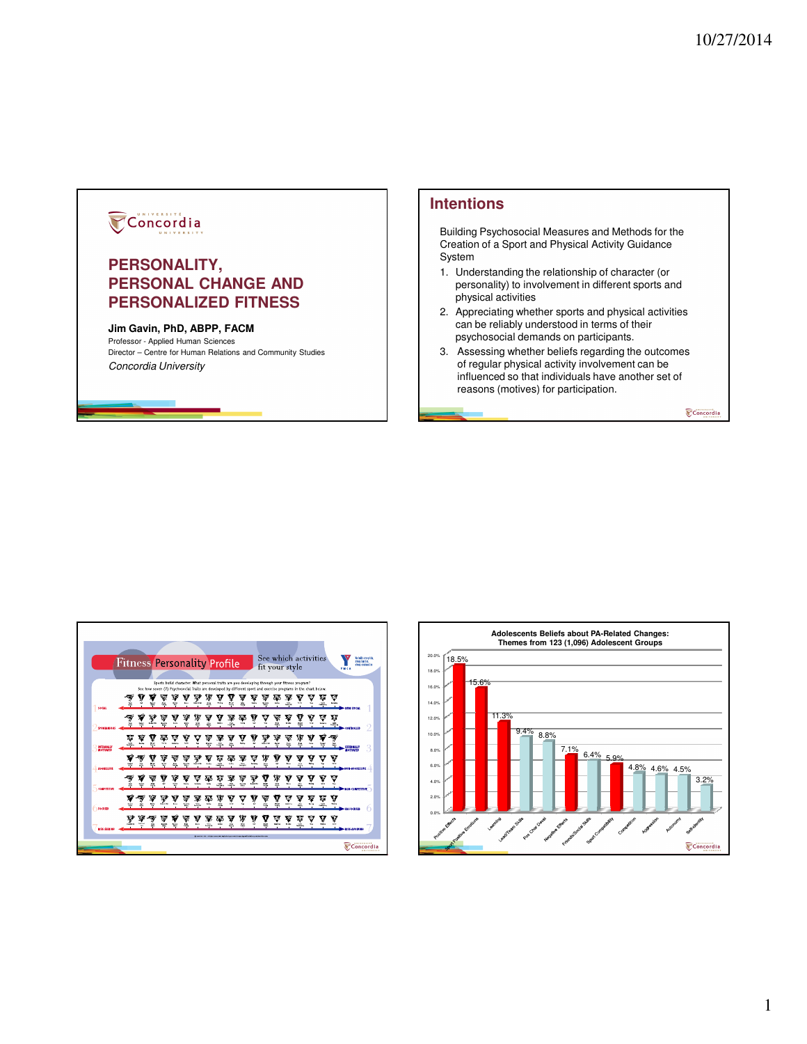# PERSONALITY, PERSONAL CHANGE AND PERSONALIZED FITNESS

**Jim Gavin, PhD, ABPP, FACM**

Professor - Applied Human Sciences

Director – Centre for Human Relations and Community Studies

*Concordia University*

## Intentions

Building Psychosocial Measures and Methods for the Creation of a Sport and Physical Activity Guidance System

1. Understanding the relationship of character (or personality) to involvement in different sports and physical activities
2. Appreciating whether sports and physical activities can be reliably understood in terms of their psychosocial demands on participants.
3. Assessing whether beliefs regarding the outcomes of regular physical activity involvement can be influenced so that individuals have another set of reasons (motives) for participation.

Fitness Personality Profile

See which activities fit your style

**Adolescents Beliefs about PA-Related Changes: Themes from 123 (1,096) Adolescent Groups**

| Theme | Percentage |
| --- | --- |
| Positive Effects | 18.5% |
| Sport Positive Emotions | 15.6% |
| Learning | 11.3% |
| Lead/Team Skills | 9.4% |
| Pos Char Devel | 8.8% |
| Negative Effects | 7.1% |
| Friends/Social Skills | 6.4% |
| Sport Compatibility | 5.9% |
| Competition | 4.8% |
| Aggression | 4.6% |
| Autonomy | 4.5% |
| Self-Identity | 3.2% |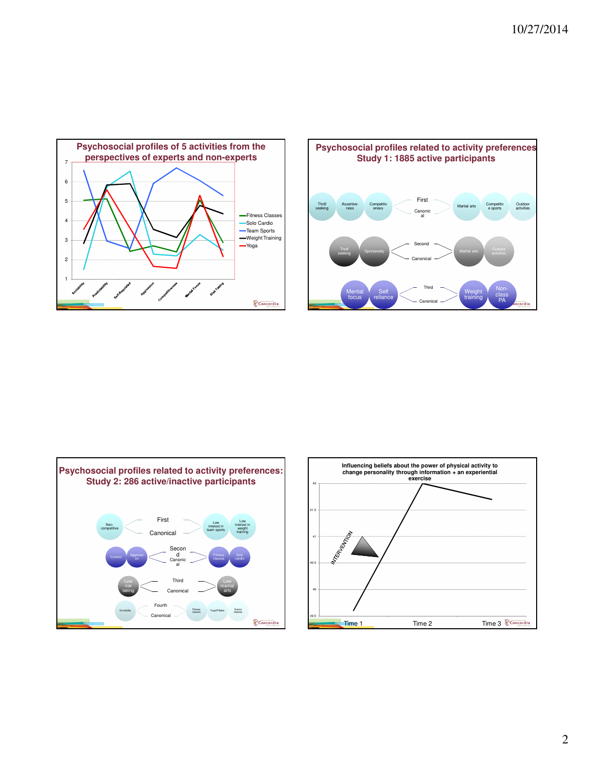## Psychosocial profiles of 5 activities from the perspectives of experts and non-experts

Legend: Fitness Classes, Solo Cardio, Team Sports, Weight Training, Yoga

Axis labels: Sociability, Predictability, Self-Regulated, Aggression, Competitiveness, Mental Focus, Risk Taking

## Psychosocial profiles related to activity preferences Study 1: 1885 active participants

- Thrill seeking, Assertiveness, Competitiveness — First Canonical — Martial arts, Competitive sports, Outdoor activities
- Thrill seeking, Spontaneity — Second Canonical — Martial arts, Outdoor activities
- Mental focus, Self reliance — Third Canonical — Weight training, Non-class PA

## Psychosocial profiles related to activity preferences: Study 2: 286 active/inactive participants

- Non-competitive — First Canonical — Low interest in team sports, Low interest in weight training
- Control, Aggression — Second Canonical — Fitness classes, Solo cardio
- Low risk taking — Third Canonical — Low martial arts
- Sociability — Fourth Canonical — Fitness classes, Yoga/Pilates, Dance classes

## Influencing beliefs about the power of physical activity to change personality through information + an experiential exercise

INTERVENTION

Y-axis: 39.5, 40, 40.5, 41, 41.5, 42

X-axis: Time 1, Time 2, Time 3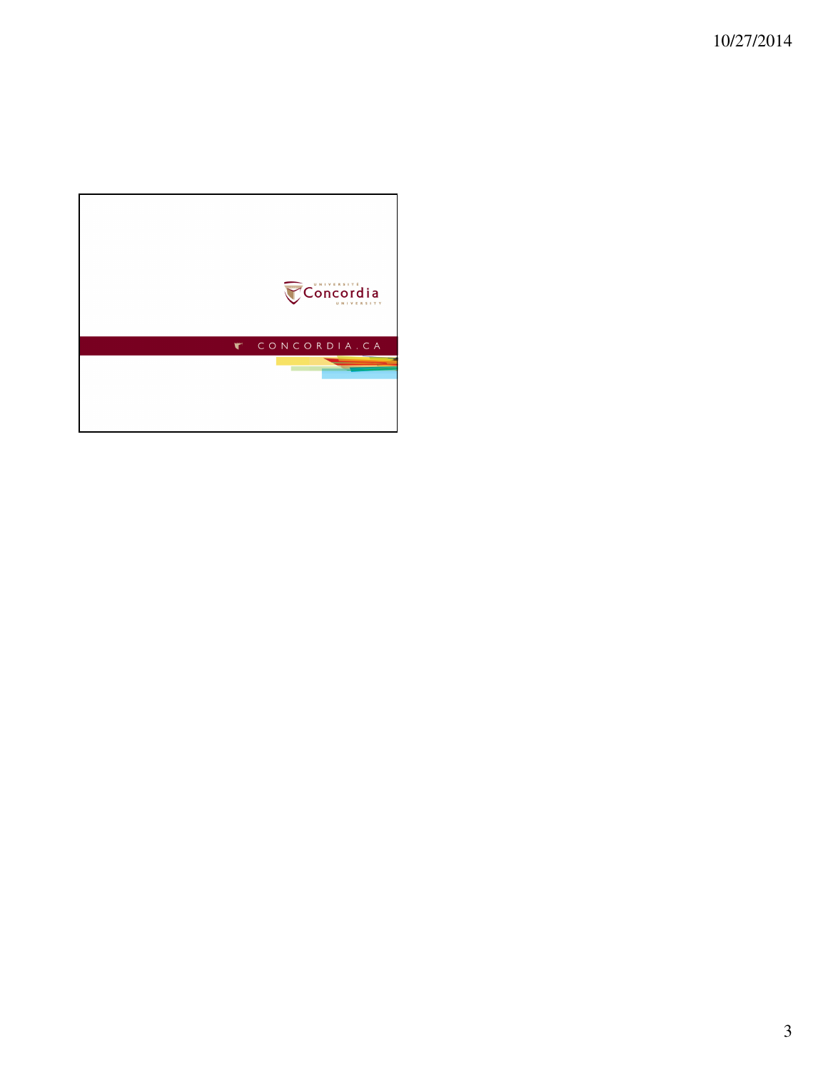Concordia
UNIVERSITÉ
UNIVERSITY

CONCORDIA.CA